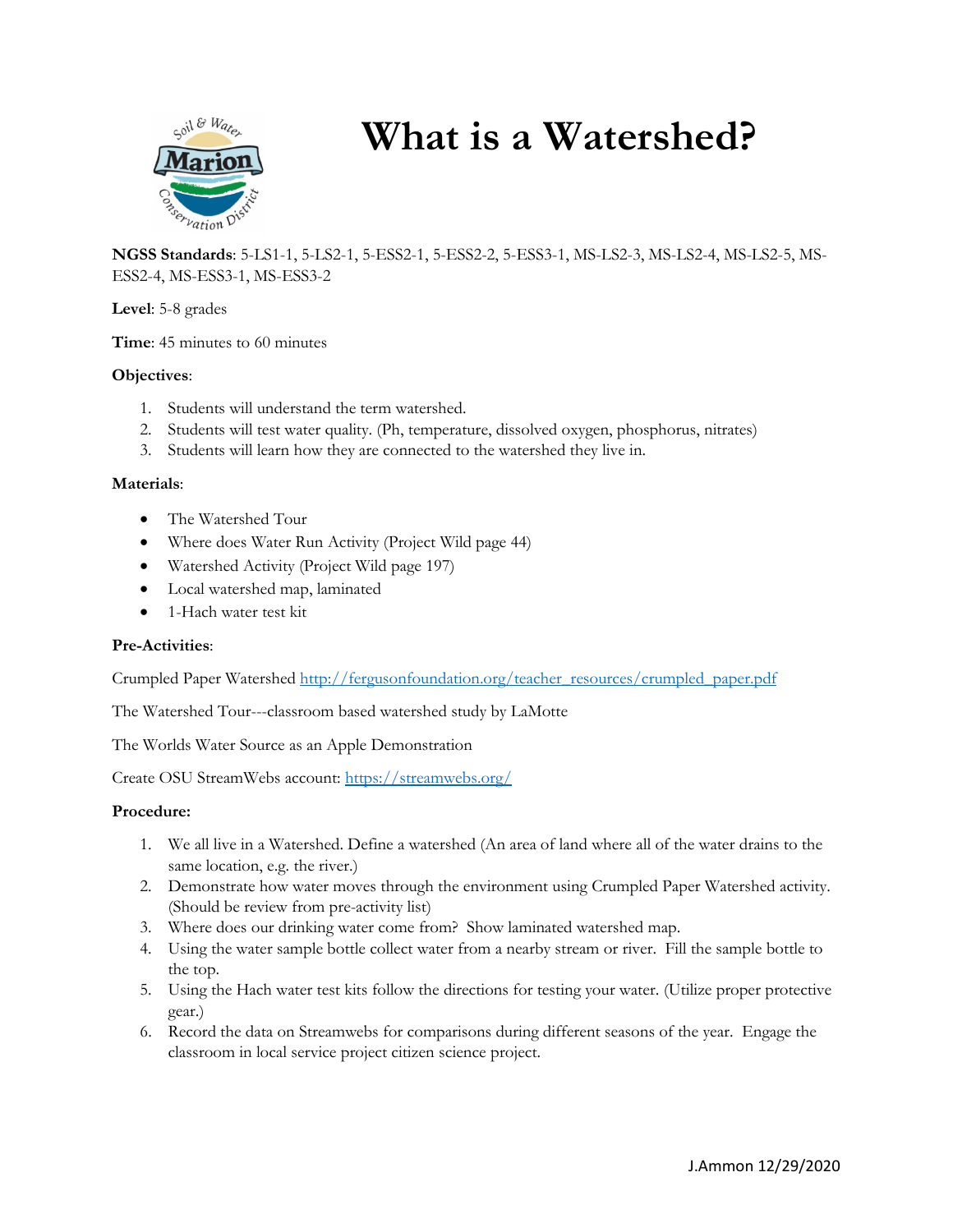# What is a Watershed?

**NGSS Standards**: 5-LS1-1, 5-LS2-1, 5-ESS2-1, 5-ESS2-2, 5-ESS3-1, MS-LS2-3, MS-LS2-4, MS-LS2-5, MS-ESS2-4, MS-ESS3-1, MS-ESS3-2

**Level**: 5-8 grades

**Time**: 45 minutes to 60 minutes

**Objectives**:

1. Students will understand the term watershed.
2. Students will test water quality. (Ph, temperature, dissolved oxygen, phosphorus, nitrates)
3. Students will learn how they are connected to the watershed they live in.

**Materials**:

- The Watershed Tour
- Where does Water Run Activity (Project Wild page 44)
- Watershed Activity (Project Wild page 197)
- Local watershed map, laminated
- 1-Hach water test kit

**Pre-Activities**:

Crumpled Paper Watershed http://fergusonfoundation.org/teacher_resources/crumpled_paper.pdf

The Watershed Tour---classroom based watershed study by LaMotte

The Worlds Water Source as an Apple Demonstration

Create OSU StreamWebs account: https://streamwebs.org/

**Procedure:**

1. We all live in a Watershed. Define a watershed (An area of land where all of the water drains to the same location, e.g. the river.)
2. Demonstrate how water moves through the environment using Crumpled Paper Watershed activity. (Should be review from pre-activity list)
3. Where does our drinking water come from? Show laminated watershed map.
4. Using the water sample bottle collect water from a nearby stream or river. Fill the sample bottle to the top.
5. Using the Hach water test kits follow the directions for testing your water. (Utilize proper protective gear.)
6. Record the data on Streamwebs for comparisons during different seasons of the year. Engage the classroom in local service project citizen science project.

J.Ammon 12/29/2020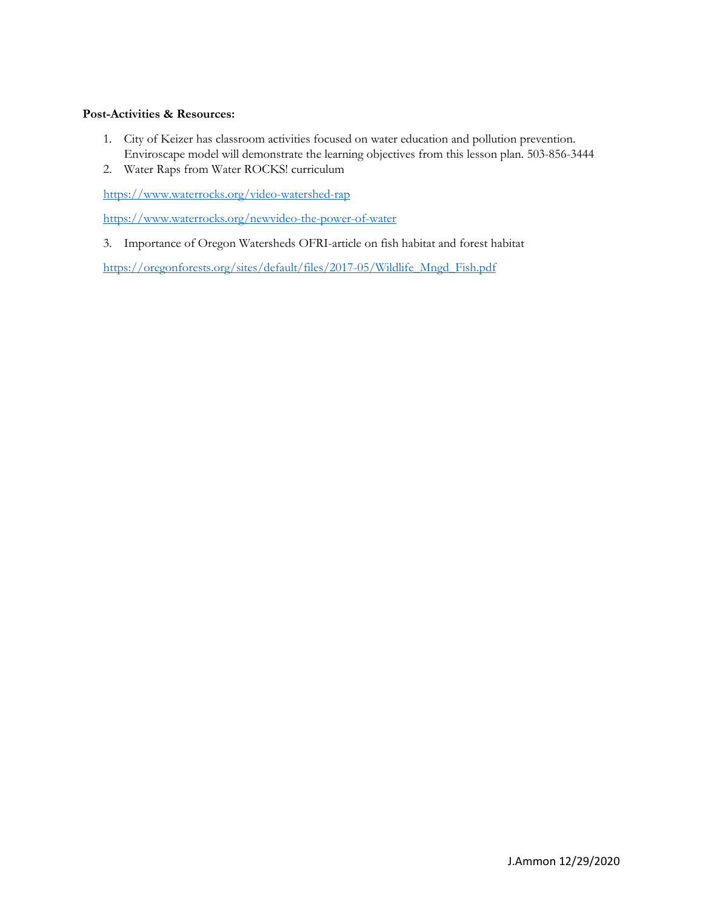**Post-Activities & Resources:**

1. City of Keizer has classroom activities focused on water education and pollution prevention. Enviroscape model will demonstrate the learning objectives from this lesson plan. 503-856-3444
2. Water Raps from Water ROCKS! curriculum

https://www.waterrocks.org/video-watershed-rap

https://www.waterrocks.org/newvideo-the-power-of-water

3. Importance of Oregon Watersheds OFRI-article on fish habitat and forest habitat

https://oregonforests.org/sites/default/files/2017-05/Wildlife_Mngd_Fish.pdf

J.Ammon 12/29/2020